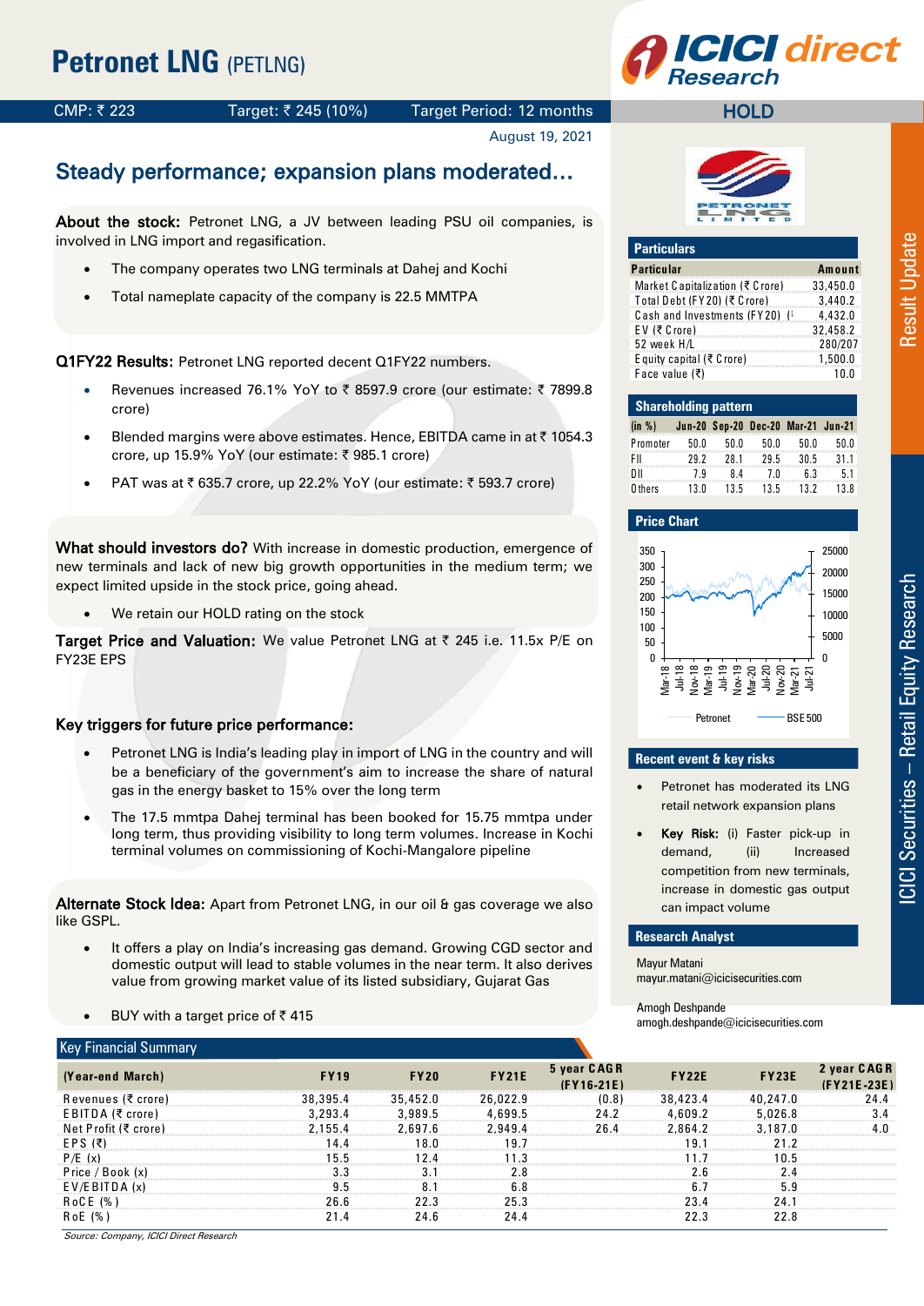# Petronet LNG (PETLNG)

CMP: ₹ 223 | Target: ₹ 245 (10%) | Target Period: 12 months | **HOLD**

August 19, 2021

## Steady performance; expansion plans moderated…

**About the stock:** Petronet LNG, a JV between leading PSU oil companies, is involved in LNG import and regasification.

- The company operates two LNG terminals at Dahej and Kochi
- Total nameplate capacity of the company is 22.5 MMTPA

**Q1FY22 Results:** Petronet LNG reported decent Q1FY22 numbers.

- Revenues increased 76.1% YoY to ₹ 8597.9 crore (our estimate: ₹ 7899.8 crore)
- Blended margins were above estimates. Hence, EBITDA came in at ₹ 1054.3 crore, up 15.9% YoY (our estimate: ₹ 985.1 crore)
- PAT was at ₹ 635.7 crore, up 22.2% YoY (our estimate: ₹ 593.7 crore)

**What should investors do?** With increase in domestic production, emergence of new terminals and lack of new big growth opportunities in the medium term; we expect limited upside in the stock price, going ahead.

- We retain our HOLD rating on the stock

**Target Price and Valuation:** We value Petronet LNG at ₹ 245 i.e. 11.5x P/E on FY23E EPS

**Key triggers for future price performance:**

- Petronet LNG is India's leading play in import of LNG in the country and will be a beneficiary of the government's aim to increase the share of natural gas in the energy basket to 15% over the long term
- The 17.5 mmtpa Dahej terminal has been booked for 15.75 mmtpa under long term, thus providing visibility to long term volumes. Increase in Kochi terminal volumes on commissioning of Kochi-Mangalore pipeline

**Alternate Stock Idea:** Apart from Petronet LNG, in our oil & gas coverage we also like GSPL.

- It offers a play on India's increasing gas demand. Growing CGD sector and domestic output will lead to stable volumes in the near term. It also derives value from growing market value of its listed subsidiary, Gujarat Gas
- BUY with a target price of ₹ 415

### Particulars

| Particular | Amount |
|---|---|
| Market Capitalization (₹ Crore) | 33,450.0 |
| Total Debt (FY20) (₹ Crore) | 3,440.2 |
| Cash and Investments (FY20) (₹ | 4,432.0 |
| EV (₹ Crore) | 32,458.2 |
| 52 week H/L | 280/207 |
| Equity capital (₹ Crore) | 1,500.0 |
| Face value (₹) | 10.0 |

### Shareholding pattern

| (in %) | Jun-20 | Sep-20 | Dec-20 | Mar-21 | Jun-21 |
|---|---|---|---|---|---|
| Promoter | 50.0 | 50.0 | 50.0 | 50.0 | 50.0 |
| FII | 29.2 | 28.1 | 29.5 | 30.5 | 31.1 |
| DII | 7.9 | 8.4 | 7.0 | 6.3 | 5.1 |
| Others | 13.0 | 13.5 | 13.5 | 13.2 | 13.8 |

### Price Chart

### Recent event & key risks

- Petronet has moderated its LNG retail network expansion plans
- **Key Risk:** (i) Faster pick-up in demand, (ii) Increased competition from new terminals, increase in domestic gas output can impact volume

### Research Analyst

Mayur Matani
mayur.matani@icicisecurities.com

Amogh Deshpande
amogh.deshpande@icicisecurities.com

### Key Financial Summary

| (Year-end March) | FY19 | FY20 | FY21E | 5 year CAGR (FY16-21E) | FY22E | FY23E | 2 year CAGR (FY21E-23E) |
|---|---|---|---|---|---|---|---|
| Revenues (₹ crore) | 38,395.4 | 35,452.0 | 26,022.9 | (0.8) | 38,423.4 | 40,247.0 | 24.4 |
| EBITDA (₹ crore) | 3,293.4 | 3,989.5 | 4,699.5 | 24.2 | 4,609.2 | 5,026.8 | 3.4 |
| Net Profit (₹ crore) | 2,155.4 | 2,697.6 | 2,949.4 | 26.4 | 2,864.2 | 3,187.0 | 4.0 |
| EPS (₹) | 14.4 | 18.0 | 19.7 | | 19.1 | 21.2 | |
| P/E (x) | 15.5 | 12.4 | 11.3 | | 11.7 | 10.5 | |
| Price / Book (x) | 3.3 | 3.1 | 2.8 | | 2.6 | 2.4 | |
| EV/EBITDA (x) | 9.5 | 8.1 | 6.8 | | 6.7 | 5.9 | |
| RoCE (%) | 26.6 | 22.3 | 25.3 | | 23.4 | 24.1 | |
| RoE (%) | 21.4 | 24.6 | 24.4 | | 22.3 | 22.8 | |

*Source: Company, ICICI Direct Research*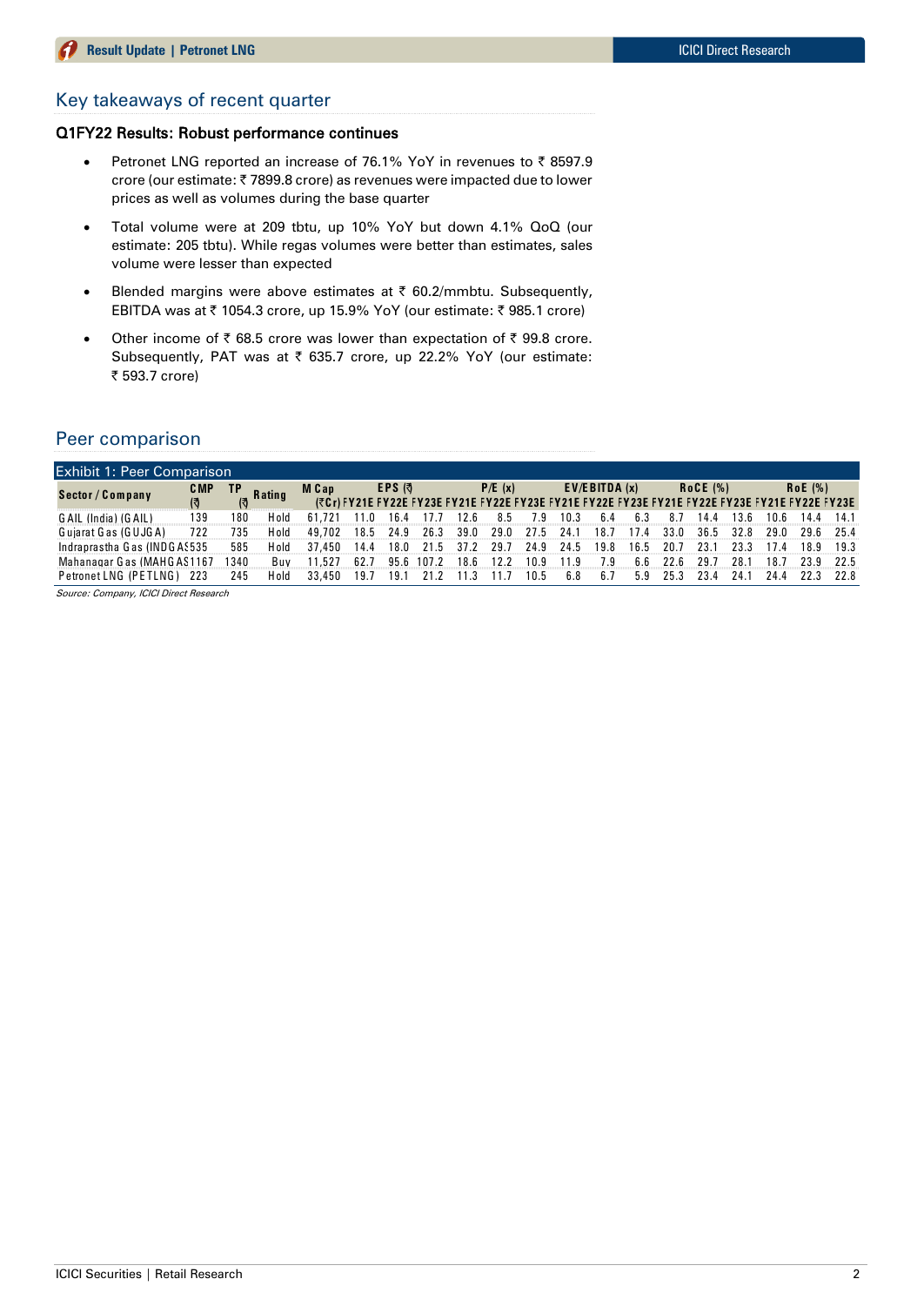## Key takeaways of recent quarter

### Q1FY22 Results: Robust performance continues

- Petronet LNG reported an increase of 76.1% YoY in revenues to ₹ 8597.9 crore (our estimate: ₹ 7899.8 crore) as revenues were impacted due to lower prices as well as volumes during the base quarter
- Total volume were at 209 tbtu, up 10% YoY but down 4.1% QoQ (our estimate: 205 tbtu). While regas volumes were better than estimates, sales volume were lesser than expected
- Blended margins were above estimates at ₹ 60.2/mmbtu. Subsequently, EBITDA was at ₹ 1054.3 crore, up 15.9% YoY (our estimate: ₹ 985.1 crore)
- Other income of ₹ 68.5 crore was lower than expectation of ₹ 99.8 crore. Subsequently, PAT was at ₹ 635.7 crore, up 22.2% YoY (our estimate: ₹ 593.7 crore)

## Peer comparison

Exhibit 1: Peer Comparison

| Sector / Company | CMP (₹) | TP (₹) | Rating | M Cap (₹ Cr) | EPS (₹) | | | P/E (x) | | | EV/EBITDA (x) | | | RoCE (%) | | | RoE (%) | | |
|---|---|---|---|---|---|---|---|---|---|---|---|---|---|---|---|---|---|---|---|
| | | | | | FY21E | FY22E | FY23E | FY21E | FY22E | FY23E | FY21E | FY22E | FY23E | FY21E | FY22E | FY23E | FY21E | FY22E | FY23E |
| GAIL (India) (GAIL) | 139 | 180 | Hold | 61,721 | 11.0 | 16.4 | 17.7 | 12.6 | 8.5 | 7.9 | 10.3 | 6.4 | 6.3 | 8.7 | 14.4 | 13.6 | 10.6 | 14.4 | 14.1 |
| Gujarat Gas (GUJGA) | 722 | 735 | Hold | 49,702 | 18.5 | 24.9 | 26.3 | 39.0 | 29.0 | 27.5 | 24.1 | 18.7 | 17.4 | 33.0 | 36.5 | 32.8 | 29.0 | 29.6 | 25.4 |
| Indraprastha Gas (INDGAS) | 535 | 585 | Hold | 37,450 | 14.4 | 18.0 | 21.5 | 37.2 | 29.7 | 24.9 | 24.5 | 19.8 | 16.5 | 20.7 | 23.1 | 23.3 | 17.4 | 18.9 | 19.3 |
| Mahanagar Gas (MAHGAS) | 1167 | 1340 | Buy | 11,527 | 62.7 | 95.6 | 107.2 | 18.6 | 12.2 | 10.9 | 11.9 | 7.9 | 6.6 | 22.6 | 29.7 | 28.1 | 18.7 | 23.9 | 22.5 |
| Petronet LNG (PETLNG) | 223 | 245 | Hold | 33,450 | 19.7 | 19.1 | 21.2 | 11.3 | 11.7 | 10.5 | 6.8 | 6.7 | 5.9 | 25.3 | 23.4 | 24.1 | 24.4 | 22.3 | 22.8 |

*Source: Company, ICICI Direct Research*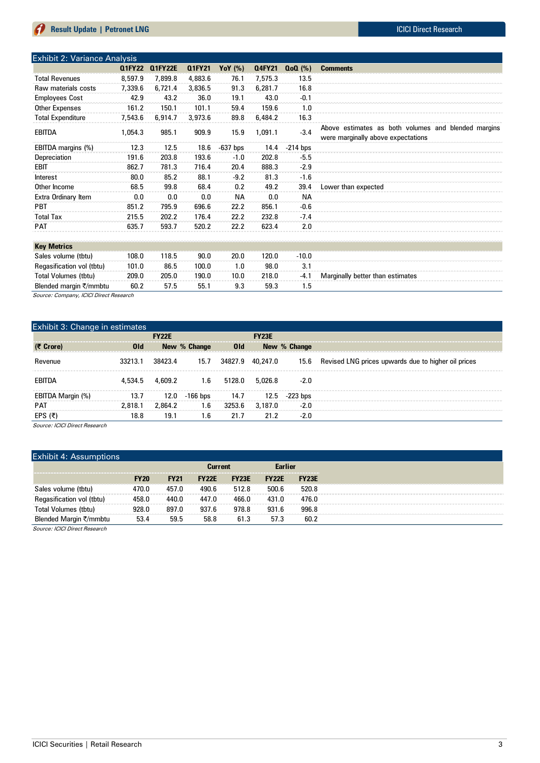## Exhibit 2: Variance Analysis

| | Q1FY22 | Q1FY22E | Q1FY21 | YoY (%) | Q4FY21 | QoQ (%) | Comments |
|---|---|---|---|---|---|---|---|
| Total Revenues | 8,597.9 | 7,899.8 | 4,883.6 | 76.1 | 7,575.3 | 13.5 | |
| Raw materials costs | 7,339.6 | 6,721.4 | 3,836.5 | 91.3 | 6,281.7 | 16.8 | |
| Employees Cost | 42.9 | 43.2 | 36.0 | 19.1 | 43.0 | -0.1 | |
| Other Expenses | 161.2 | 150.1 | 101.1 | 59.4 | 159.6 | 1.0 | |
| Total Expenditure | 7,543.6 | 6,914.7 | 3,973.6 | 89.8 | 6,484.2 | 16.3 | |
| EBITDA | 1,054.3 | 985.1 | 909.9 | 15.9 | 1,091.1 | -3.4 | Above estimates as both volumes and blended margins were marginally above expectations |
| EBITDA margins (%) | 12.3 | 12.5 | 18.6 | -637 bps | 14.4 | -214 bps | |
| Depreciation | 191.6 | 203.8 | 193.6 | -1.0 | 202.8 | -5.5 | |
| EBIT | 862.7 | 781.3 | 716.4 | 20.4 | 888.3 | -2.9 | |
| Interest | 80.0 | 85.2 | 88.1 | -9.2 | 81.3 | -1.6 | |
| Other Income | 68.5 | 99.8 | 68.4 | 0.2 | 49.2 | 39.4 | Lower than expected |
| Extra Ordinary Item | 0.0 | 0.0 | 0.0 | NA | 0.0 | NA | |
| PBT | 851.2 | 795.9 | 696.6 | 22.2 | 856.1 | -0.6 | |
| Total Tax | 215.5 | 202.2 | 176.4 | 22.2 | 232.8 | -7.4 | |
| PAT | 635.7 | 593.7 | 520.2 | 22.2 | 623.4 | 2.0 | |
| | | | | | | | |
| **Key Metrics** | | | | | | | |
| Sales volume (tbtu) | 108.0 | 118.5 | 90.0 | 20.0 | 120.0 | -10.0 | |
| Regasification vol (tbtu) | 101.0 | 86.5 | 100.0 | 1.0 | 98.0 | 3.1 | |
| Total Volumes (tbtu) | 209.0 | 205.0 | 190.0 | 10.0 | 218.0 | -4.1 | Marginally better than estimates |
| Blended margin ₹/mmbtu | 60.2 | 57.5 | 55.1 | 9.3 | 59.3 | 1.5 | |

*Source: Company, ICICI Direct Research*

## Exhibit 3: Change in estimates

| | FY22E | | | FY23E | | | |
|---|---|---|---|---|---|---|---|
| **(₹ Crore)** | **Old** | **New** | **% Change** | **Old** | **New** | **% Change** | |
| Revenue | 33213.1 | 38423.4 | 15.7 | 34827.9 | 40,247.0 | 15.6 | Revised LNG prices upwards due to higher oil prices |
| EBITDA | 4,534.5 | 4,609.2 | 1.6 | 5128.0 | 5,026.8 | -2.0 | |
| EBITDA Margin (%) | 13.7 | 12.0 | -166 bps | 14.7 | 12.5 | -223 bps | |
| PAT | 2,818.1 | 2,864.2 | 1.6 | 3253.6 | 3,187.0 | -2.0 | |
| EPS (₹) | 18.8 | 19.1 | 1.6 | 21.7 | 21.2 | -2.0 | |

*Source: ICICI Direct Research*

## Exhibit 4: Assumptions

| | | | Current | | Earlier | |
|---|---|---|---|---|---|---|
| | **FY20** | **FY21** | **FY22E** | **FY23E** | **FY22E** | **FY23E** |
| Sales volume (tbtu) | 470.0 | 457.0 | 490.6 | 512.8 | 500.6 | 520.8 |
| Regasification vol (tbtu) | 458.0 | 440.0 | 447.0 | 466.0 | 431.0 | 476.0 |
| Total Volumes (tbtu) | 928.0 | 897.0 | 937.6 | 978.8 | 931.6 | 996.8 |
| Blended Margin ₹/mmbtu | 53.4 | 59.5 | 58.8 | 61.3 | 57.3 | 60.2 |

*Source: ICICI Direct Research*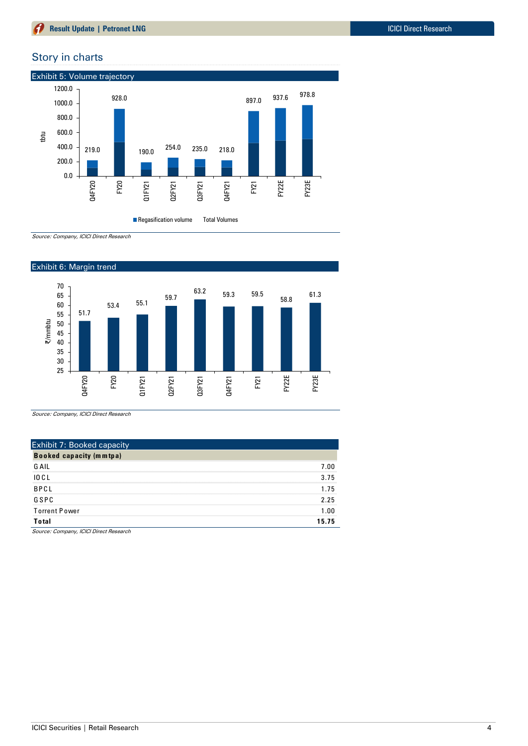## Story in charts

### Exhibit 5: Volume trajectory

| | Q4FY20 | FY20 | Q1FY21 | Q2FY21 | Q3FY21 | Q4FY21 | FY21 | FY22E | FY23E |
|---|---|---|---|---|---|---|---|---|---|
| Total Volumes (tbtu) | 219.0 | 928.0 | 190.0 | 254.0 | 235.0 | 218.0 | 897.0 | 937.6 | 978.8 |

*Source: Company, ICICI Direct Research*

### Exhibit 6: Margin trend

| | Q4FY20 | FY20 | Q1FY21 | Q2FY21 | Q3FY21 | Q4FY21 | FY21 | FY22E | FY23E |
|---|---|---|---|---|---|---|---|---|---|
| ₹/mmbtu | 51.7 | 53.4 | 55.1 | 59.7 | 63.2 | 59.3 | 59.5 | 58.8 | 61.3 |

*Source: Company, ICICI Direct Research*

### Exhibit 7: Booked capacity

| Booked capacity (mmtpa) | |
|---|---|
| GAIL | 7.00 |
| IOCL | 3.75 |
| BPCL | 1.75 |
| GSPC | 2.25 |
| Torrent Power | 1.00 |
| **Total** | **15.75** |

*Source: Company, ICICI Direct Research*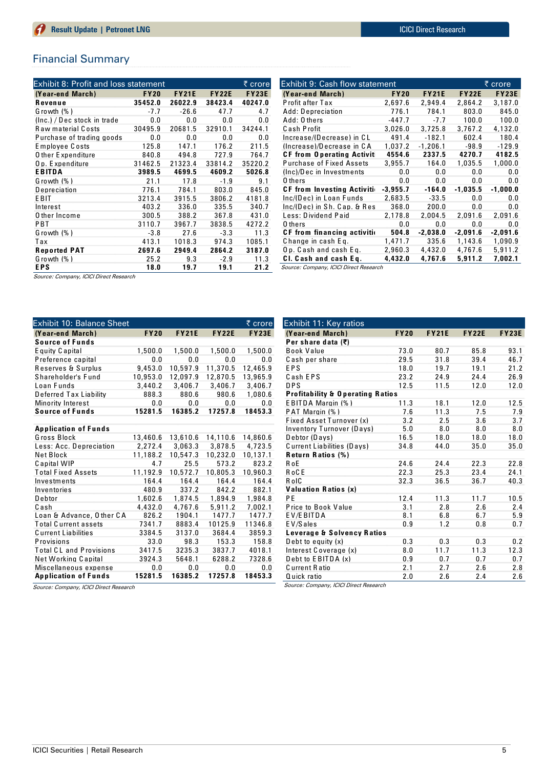## Financial Summary

**Exhibit 8: Profit and loss statement** (₹ crore)

| (Year-end March) | FY20 | FY21E | FY22E | FY23E |
|---|---|---|---|---|
| **Revenue** | **35452.0** | **26022.9** | **38423.4** | **40247.0** |
| Growth (%) | -7.7 | -26.6 | 47.7 | 4.7 |
| (Inc.) / Dec stock in trade | 0.0 | 0.0 | 0.0 | 0.0 |
| Raw material Costs | 30495.9 | 20681.5 | 32910.1 | 34244.1 |
| Purchase of trading goods | 0.0 | 0.0 | 0.0 | 0.0 |
| Employee Costs | 125.8 | 147.1 | 176.2 | 211.5 |
| Other Expenditure | 840.8 | 494.8 | 727.9 | 764.7 |
| Op. Expenditure | 31462.5 | 21323.4 | 33814.2 | 35220.2 |
| **EBITDA** | **3989.5** | **4699.5** | **4609.2** | **5026.8** |
| Growth (%) | 21.1 | 17.8 | -1.9 | 9.1 |
| Depreciation | 776.1 | 784.1 | 803.0 | 845.0 |
| EBIT | 3213.4 | 3915.5 | 3806.2 | 4181.8 |
| Interest | 403.2 | 336.0 | 335.5 | 340.7 |
| Other Income | 300.5 | 388.2 | 367.8 | 431.0 |
| PBT | 3110.7 | 3967.7 | 3838.5 | 4272.2 |
| Growth (%) | -3.8 | 27.6 | -3.3 | 11.3 |
| Tax | 413.1 | 1018.3 | 974.3 | 1085.1 |
| **Reported PAT** | **2697.6** | **2949.4** | **2864.2** | **3187.0** |
| Growth (%) | 25.2 | 9.3 | -2.9 | 11.3 |
| **EPS** | **18.0** | **19.7** | **19.1** | **21.2** |

*Source: Company, ICICI Direct Research*

**Exhibit 9: Cash flow statement** (₹ crore)

| (Year-end March) | FY20 | FY21E | FY22E | FY23E |
|---|---|---|---|---|
| Profit after Tax | 2,697.6 | 2,949.4 | 2,864.2 | 3,187.0 |
| Add: Depreciation | 776.1 | 784.1 | 803.0 | 845.0 |
| Add: Others | -447.7 | -7.7 | 100.0 | 100.0 |
| Cash Profit | 3,026.0 | 3,725.8 | 3,767.2 | 4,132.0 |
| Increase/(Decrease) in CL | 491.4 | -182.1 | 602.4 | 180.4 |
| (Increase)/Decrease in CA | 1,037.2 | -1,206.1 | -98.9 | -129.9 |
| **CF from Operating Activit** | **4554.6** | **2337.5** | **4270.7** | **4182.5** |
| Purchase of Fixed Assets | 3,955.7 | 164.0 | 1,035.5 | 1,000.0 |
| (Inc)/Dec in Investments | 0.0 | 0.0 | 0.0 | 0.0 |
| Others | 0.0 | 0.0 | 0.0 | 0.0 |
| **CF from Investing Activiti** | **-3,955.7** | **-164.0** | **-1,035.5** | **-1,000.0** |
| Inc/(Dec) in Loan Funds | 2,683.5 | -33.5 | 0.0 | 0.0 |
| Inc/(Dec) in Sh. Cap. & Res | 368.0 | 200.0 | 0.0 | 0.0 |
| Less: Dividend Paid | 2,178.8 | 2,004.5 | 2,091.6 | 2,091.6 |
| Others | 0.0 | 0.0 | 0.0 | 0.0 |
| **CF from financing activiti** | **504.8** | **-2,038.0** | **-2,091.6** | **-2,091.6** |
| Change in cash Eq. | 1,471.7 | 335.6 | 1,143.6 | 1,090.9 |
| Op. Cash and cash Eq. | 2,960.3 | 4,432.0 | 4,767.6 | 5,911.2 |
| **Cl. Cash and cash Eq.** | **4,432.0** | **4,767.6** | **5,911.2** | **7,002.1** |

*Source: Company, ICICI Direct Research*

**Exhibit 10: Balance Sheet** (₹ crore)

| (Year-end March) | FY20 | FY21E | FY22E | FY23E |
|---|---|---|---|---|
| **Source of Funds** | | | | |
| Equity Capital | 1,500.0 | 1,500.0 | 1,500.0 | 1,500.0 |
| Preference capital | 0.0 | 0.0 | 0.0 | 0.0 |
| Reserves & Surplus | 9,453.0 | 10,597.9 | 11,370.5 | 12,465.9 |
| Shareholder's Fund | 10,953.0 | 12,097.9 | 12,870.5 | 13,965.9 |
| Loan Funds | 3,440.2 | 3,406.7 | 3,406.7 | 3,406.7 |
| Deferred Tax Liability | 888.3 | 880.6 | 980.6 | 1,080.6 |
| Minority Interest | 0.0 | 0.0 | 0.0 | 0.0 |
| **Source of Funds** | **15281.5** | **16385.2** | **17257.8** | **18453.3** |
| | | | | |
| **Application of Funds** | | | | |
| Gross Block | 13,460.6 | 13,610.6 | 14,110.6 | 14,860.6 |
| Less: Acc. Depreciation | 2,272.4 | 3,063.3 | 3,878.5 | 4,723.5 |
| Net Block | 11,188.2 | 10,547.3 | 10,232.0 | 10,137.1 |
| Capital WIP | 4.7 | 25.5 | 573.2 | 823.2 |
| Total Fixed Assets | 11,192.9 | 10,572.7 | 10,805.3 | 10,960.3 |
| Investments | 164.4 | 164.4 | 164.4 | 164.4 |
| Inventories | 480.9 | 337.2 | 842.2 | 882.1 |
| Debtor | 1,602.6 | 1,874.5 | 1,894.9 | 1,984.8 |
| Cash | 4,432.0 | 4,767.6 | 5,911.2 | 7,002.1 |
| Loan & Advance, Other CA | 826.2 | 1904.1 | 1477.7 | 1477.7 |
| Total Current assets | 7341.7 | 8883.4 | 10125.9 | 11346.8 |
| Current Liabilities | 3384.5 | 3137.0 | 3684.4 | 3859.3 |
| Provisions | 33.0 | 98.3 | 153.3 | 158.8 |
| Total CL and Provisions | 3417.5 | 3235.3 | 3837.7 | 4018.1 |
| Net Working Capital | 3924.3 | 5648.1 | 6288.2 | 7328.6 |
| Miscellaneous expense | 0.0 | 0.0 | 0.0 | 0.0 |
| **Application of Funds** | **15281.5** | **16385.2** | **17257.8** | **18453.3** |

*Source: Company, ICICI Direct Research*

**Exhibit 11: Key ratios**

| (Year-end March) | FY20 | FY21E | FY22E | FY23E |
|---|---|---|---|---|
| **Per share data (₹)** | | | | |
| Book Value | 73.0 | 80.7 | 85.8 | 93.1 |
| Cash per share | 29.5 | 31.8 | 39.4 | 46.7 |
| EPS | 18.0 | 19.7 | 19.1 | 21.2 |
| Cash EPS | 23.2 | 24.9 | 24.4 | 26.9 |
| DPS | 12.5 | 11.5 | 12.0 | 12.0 |
| **Profitability & Operating Ratios** | | | | |
| EBITDA Margin (%) | 11.3 | 18.1 | 12.0 | 12.5 |
| PAT Margin (%) | 7.6 | 11.3 | 7.5 | 7.9 |
| Fixed Asset Turnover (x) | 3.2 | 2.5 | 3.6 | 3.7 |
| Inventory Turnover (Days) | 5.0 | 8.0 | 8.0 | 8.0 |
| Debtor (Days) | 16.5 | 18.0 | 18.0 | 18.0 |
| Current Liabilities (Days) | 34.8 | 44.0 | 35.0 | 35.0 |
| **Return Ratios (%)** | | | | |
| RoE | 24.6 | 24.4 | 22.3 | 22.8 |
| RoCE | 22.3 | 25.3 | 23.4 | 24.1 |
| RoIC | 32.3 | 36.5 | 36.7 | 40.3 |
| **Valuation Ratios (x)** | | | | |
| PE | 12.4 | 11.3 | 11.7 | 10.5 |
| Price to Book Value | 3.1 | 2.8 | 2.6 | 2.4 |
| EV/EBITDA | 8.1 | 6.8 | 6.7 | 5.9 |
| EV/Sales | 0.9 | 1.2 | 0.8 | 0.7 |
| **Leverage & Solvency Ratios** | | | | |
| Debt to equity (x) | 0.3 | 0.3 | 0.3 | 0.2 |
| Interest Coverage (x) | 8.0 | 11.7 | 11.3 | 12.3 |
| Debt to EBITDA (x) | 0.9 | 0.7 | 0.7 | 0.7 |
| Current Ratio | 2.1 | 2.7 | 2.6 | 2.8 |
| Quick ratio | 2.0 | 2.6 | 2.4 | 2.6 |

*Source: Company, ICICI Direct Research*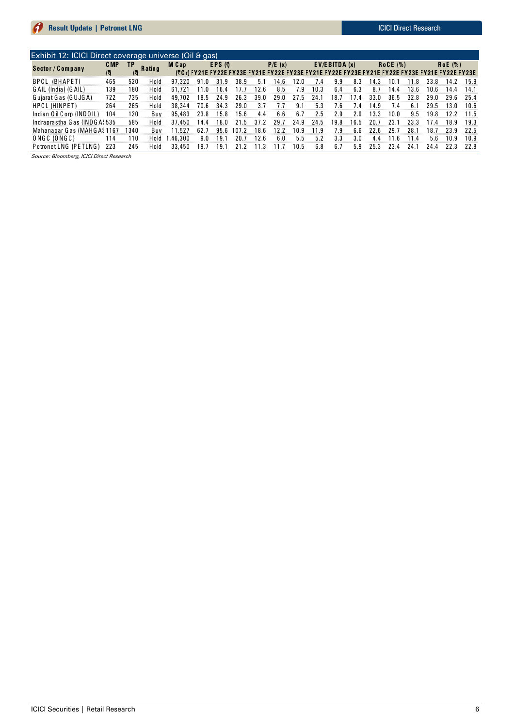Exhibit 12: ICICI Direct coverage universe (Oil & gas)

| Sector / Company | CMP (₹) | TP (₹) | Rating | M Cap (₹ Cr) | EPS (₹) | | | P/E (x) | | | EV/EBITDA (x) | | | RoCE (%) | | | RoE (%) | | |
|---|---|---|---|---|---|---|---|---|---|---|---|---|---|---|---|---|---|---|---|
| | | | | | FY21E | FY22E | FY23E | FY21E | FY22E | FY23E | FY21E | FY22E | FY23E | FY21E | FY22E | FY23E | FY21E | FY22E | FY23E |
| BPCL (BHAPET) | 465 | 520 | Hold | 97,320 | 91.0 | 31.9 | 38.9 | 5.1 | 14.6 | 12.0 | 7.4 | 9.9 | 8.3 | 14.3 | 10.1 | 11.8 | 33.8 | 14.2 | 15.9 |
| GAIL (India) (GAIL) | 139 | 180 | Hold | 61,721 | 11.0 | 16.4 | 17.7 | 12.6 | 8.5 | 7.9 | 10.3 | 6.4 | 6.3 | 8.7 | 14.4 | 13.6 | 10.6 | 14.4 | 14.1 |
| Gujarat Gas (GUJGA) | 722 | 735 | Hold | 49,702 | 18.5 | 24.9 | 26.3 | 39.0 | 29.0 | 27.5 | 24.1 | 18.7 | 17.4 | 33.0 | 36.5 | 32.8 | 29.0 | 29.6 | 25.4 |
| HPCL (HINPET) | 264 | 265 | Hold | 38,344 | 70.6 | 34.3 | 29.0 | 3.7 | 7.7 | 9.1 | 5.3 | 7.6 | 7.4 | 14.9 | 7.4 | 6.1 | 29.5 | 13.0 | 10.6 |
| Indian Oil Corp (INDOIL) | 104 | 120 | Buy | 95,483 | 23.8 | 15.8 | 15.6 | 4.4 | 6.6 | 6.7 | 2.5 | 2.9 | 2.9 | 13.3 | 10.0 | 9.5 | 19.8 | 12.2 | 11.5 |
| Indraprastha Gas (INDGAS) | 535 | 585 | Hold | 37,450 | 14.4 | 18.0 | 21.5 | 37.2 | 29.7 | 24.9 | 24.5 | 19.8 | 16.5 | 20.7 | 23.1 | 23.3 | 17.4 | 18.9 | 19.3 |
| Mahanagar Gas (MAHGAS) | 1167 | 1340 | Buy | 11,527 | 62.7 | 95.6 | 107.2 | 18.6 | 12.2 | 10.9 | 11.9 | 7.9 | 6.6 | 22.6 | 29.7 | 28.1 | 18.7 | 23.9 | 22.5 |
| ONGC (ONGC) | 114 | 110 | Hold | 1,46,300 | 9.0 | 19.1 | 20.7 | 12.6 | 6.0 | 5.5 | 5.2 | 3.3 | 3.0 | 4.4 | 11.6 | 11.4 | 5.6 | 10.9 | 10.9 |
| Petronet LNG (PETLNG) | 223 | 245 | Hold | 33,450 | 19.7 | 19.1 | 21.2 | 11.3 | 11.7 | 10.5 | 6.8 | 6.7 | 5.9 | 25.3 | 23.4 | 24.1 | 24.4 | 22.3 | 22.8 |

*Source: Bloomberg, ICICI Direct Research*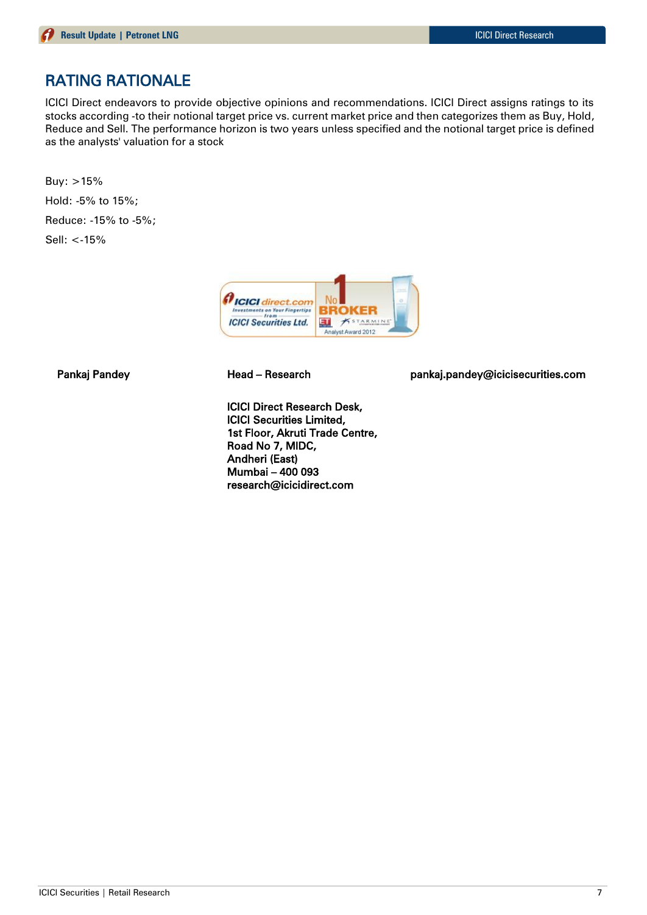## RATING RATIONALE

ICICI Direct endeavors to provide objective opinions and recommendations. ICICI Direct assigns ratings to its stocks according -to their notional target price vs. current market price and then categorizes them as Buy, Hold, Reduce and Sell. The performance horizon is two years unless specified and the notional target price is defined as the analysts' valuation for a stock

Buy: >15%

Hold: -5% to 15%;

Reduce: -15% to -5%;

Sell: <-15%

| Pankaj Pandey | Head – Research | pankaj.pandey@icicisecurities.com |
|---|---|---|

**ICICI Direct Research Desk,**
**ICICI Securities Limited,**
**1st Floor, Akruti Trade Centre,**
**Road No 7, MIDC,**
**Andheri (East)**
**Mumbai – 400 093**
**research@icicidirect.com**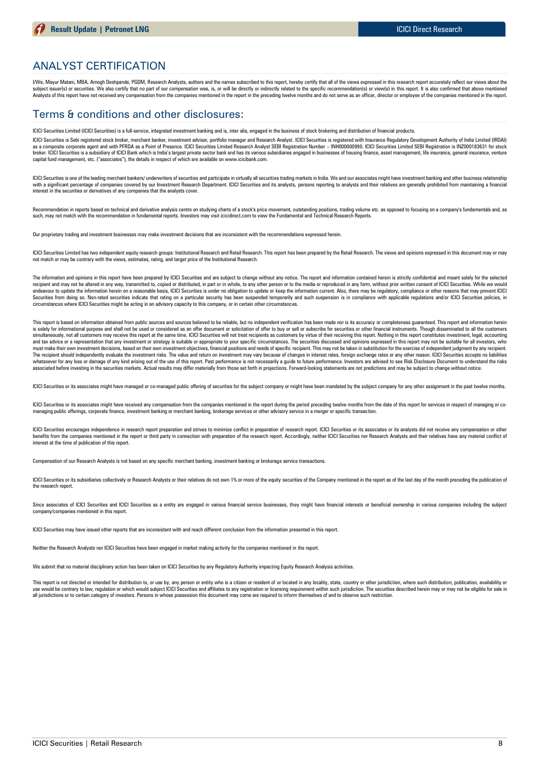## ANALYST CERTIFICATION

I/We, Mayur Matani, MBA, Amogh Deshpande, PGDM, Research Analysts, authors and the names subscribed to this report, hereby certify that all of the views expressed in this research report accurately reflect our views about the subject issuer(s) or securities. We also certify that no part of our compensation was, is, or will be directly or indirectly related to the specific recommendation(s) or view(s) in this report. It is also confirmed that above mentioned Analysts of this report have not received any compensation from the companies mentioned in the report in the preceding twelve months and do not serve as an officer, director or employee of the companies mentioned in the report.

## Terms & conditions and other disclosures:

ICICI Securities Limited (ICICI Securities) is a full-service, integrated investment banking and is, inter alia, engaged in the business of stock brokering and distribution of financial products.

ICICI Securities is Sebi registered stock broker, merchant banker, investment adviser, portfolio manager and Research Analyst. ICICI Securities is registered with Insurance Regulatory Development Authority of India Limited (IRDAI) as a composite corporate agent and with PFRDA as a Point of Presence. ICICI Securities Limited Research Analyst SEBI Registration Number – INH000000990. ICICI Securities Limited SEBI Registration is INZ000183631 for stock broker. ICICI Securities is a subsidiary of ICICI Bank which is India's largest private sector bank and has its various subsidiaries engaged in businesses of housing finance, asset management, life insurance, general insurance, venture capital fund management, etc. ("associates"), the details in respect of which are available on www.icicibank.com.

ICICI Securities is one of the leading merchant bankers/ underwriters of securities and participate in virtually all securities trading markets in India. We and our associates might have investment banking and other business relationship with a significant percentage of companies covered by our Investment Research Department. ICICI Securities and its analysts, persons reporting to analysts and their relatives are generally prohibited from maintaining a financial interest in the securities or derivatives of any companies that the analysts cover.

Recommendation in reports based on technical and derivative analysis centre on studying charts of a stock's price movement, outstanding positions, trading volume etc. as opposed to focusing on a company's fundamentals and, as such, may not match with the recommendation in fundamental reports. Investors may visit icicidirect.com to view the Fundamental and Technical Research Reports.

Our proprietary trading and investment businesses may make investment decisions that are inconsistent with the recommendations expressed herein.

ICICI Securities Limited has two independent equity research groups: Institutional Research and Retail Research. This report has been prepared by the Retail Research. The views and opinions expressed in this document may or may not match or may be contrary with the views, estimates, rating, and target price of the Institutional Research.

The information and opinions in this report have been prepared by ICICI Securities and are subject to change without any notice. The report and information contained herein is strictly confidential and meant solely for the selected recipient and may not be altered in any way, transmitted to, copied or distributed, in part or in whole, to any other person or to the media or reproduced in any form, without prior written consent of ICICI Securities. While we would endeavour to update the information herein on a reasonable basis, ICICI Securities is under no obligation to update or keep the information current. Also, there may be regulatory, compliance or other reasons that may prevent ICICI Securities from doing so. Non-rated securities indicate that rating on a particular security has been suspended temporarily and such suspension is in compliance with applicable regulations and/or ICICI Securities policies, in circumstances where ICICI Securities might be acting in an advisory capacity to this company, or in certain other circumstances.

This report is based on information obtained from public sources and sources believed to be reliable, but no independent verification has been made nor is its accuracy or completeness guaranteed. This report and information herein is solely for informational purpose and shall not be used or considered as an offer document or solicitation of offer to buy or sell or subscribe for securities or other financial instruments. Though disseminated to all the customers simultaneously, not all customers may receive this report at the same time. ICICI Securities will not treat recipients as customers by virtue of their receiving this report. Nothing in this report constitutes investment, legal, accounting and tax advice or a representation that any investment or strategy is suitable or appropriate to your specific circumstances. The securities discussed and opinions expressed in this report may not be suitable for all investors, who must make their own investment decisions, based on their own investment objectives, financial positions and needs of specific recipient. This may not be taken in substitution for the exercise of independent judgment by any recipient. The recipient should independently evaluate the investment risks. The value and return on investment may vary because of changes in interest rates, foreign exchange rates or any other reason. ICICI Securities accepts no liabilities whatsoever for any loss or damage of any kind arising out of the use of this report. Past performance is not necessarily a guide to future performance. Investors are advised to see Risk Disclosure Document to understand the risks associated before investing in the securities markets. Actual results may differ materially from those set forth in projections. Forward-looking statements are not predictions and may be subject to change without notice.

ICICI Securities or its associates might have managed or co-managed public offering of securities for the subject company or might have been mandated by the subject company for any other assignment in the past twelve months.

ICICI Securities or its associates might have received any compensation from the companies mentioned in the report during the period preceding twelve months from the date of this report for services in respect of managing or co-managing public offerings, corporate finance, investment banking or merchant banking, brokerage services or other advisory service in a merger or specific transaction.

ICICI Securities encourages independence in research report preparation and strives to minimize conflict in preparation of research report. ICICI Securities or its associates or its analysts did not receive any compensation or other benefits from the companies mentioned in the report or third party in connection with preparation of the research report. Accordingly, neither ICICI Securities nor Research Analysts and their relatives have any material conflict of interest at the time of publication of this report.

Compensation of our Research Analysts is not based on any specific merchant banking, investment banking or brokerage service transactions.

ICICI Securities or its subsidiaries collectively or Research Analysts or their relatives do not own 1% or more of the equity securities of the Company mentioned in the report as of the last day of the month preceding the publication of the research report.

Since associates of ICICI Securities and ICICI Securities as a entity are engaged in various financial service businesses, they might have financial interests or beneficial ownership in various companies including the subject company/companies mentioned in this report.

ICICI Securities may have issued other reports that are inconsistent with and reach different conclusion from the information presented in this report.

Neither the Research Analysts nor ICICI Securities have been engaged in market making activity for the companies mentioned in the report.

We submit that no material disciplinary action has been taken on ICICI Securities by any Regulatory Authority impacting Equity Research Analysis activities.

This report is not directed or intended for distribution to, or use by, any person or entity who is a citizen or resident of or located in any locality, state, country or other jurisdiction, where such distribution, publication, availability or use would be contrary to law, regulation or which would subject ICICI Securities and affiliates to any registration or licensing requirement within such jurisdiction. The securities described herein may or may not be eligible for sale in all jurisdictions or to certain category of investors. Persons in whose possession this document may come are required to inform themselves of and to observe such restriction.